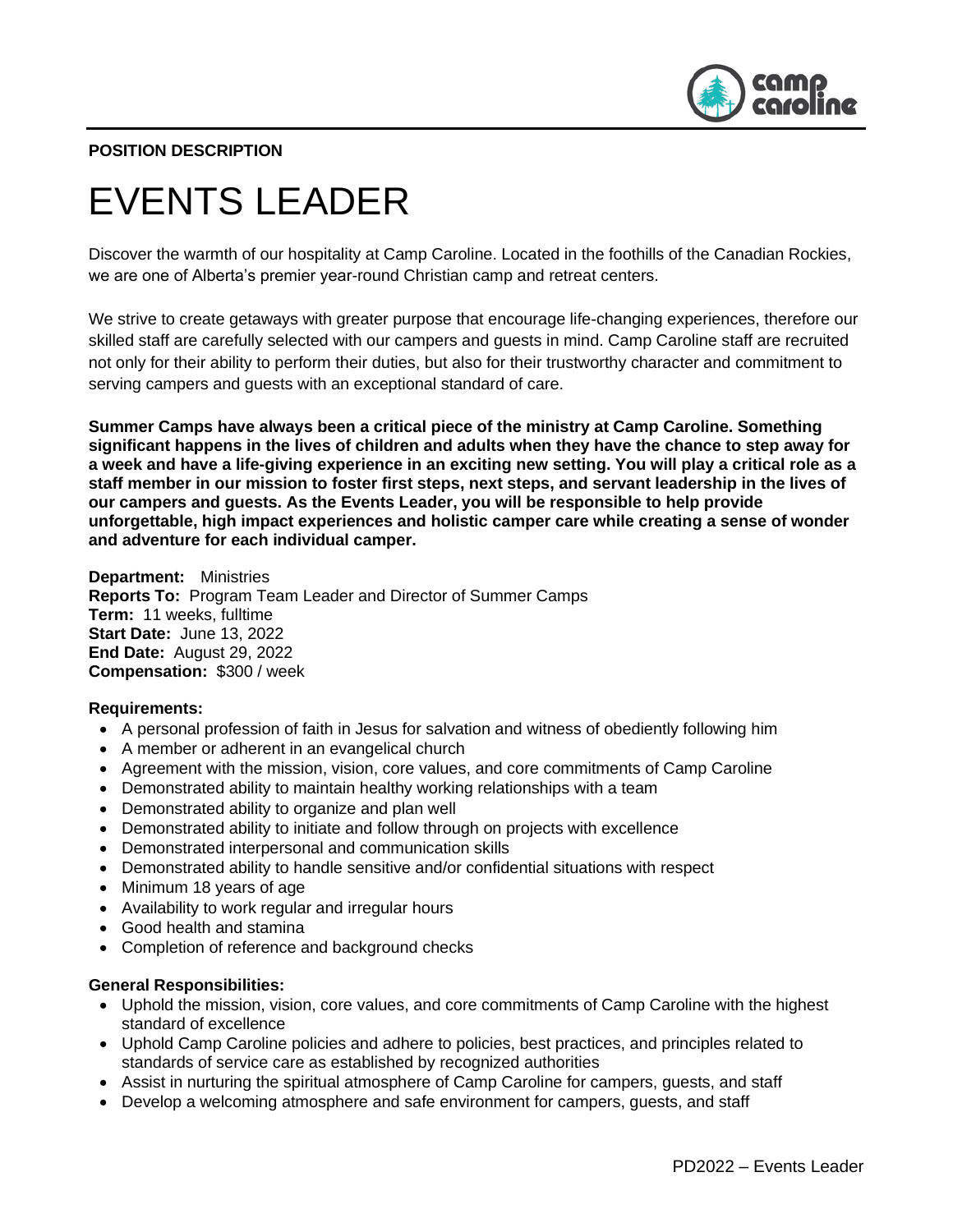**POSITION DESCRIPTION**

# EVENTS LEADER

Discover the warmth of our hospitality at Camp Caroline. Located in the foothills of the Canadian Rockies, we are one of Alberta's premier year-round Christian camp and retreat centers.

We strive to create getaways with greater purpose that encourage life-changing experiences, therefore our skilled staff are carefully selected with our campers and guests in mind. Camp Caroline staff are recruited not only for their ability to perform their duties, but also for their trustworthy character and commitment to serving campers and guests with an exceptional standard of care.

**Summer Camps have always been a critical piece of the ministry at Camp Caroline. Something significant happens in the lives of children and adults when they have the chance to step away for a week and have a life-giving experience in an exciting new setting. You will play a critical role as a staff member in our mission to foster first steps, next steps, and servant leadership in the lives of our campers and guests. As the Events Leader, you will be responsible to help provide unforgettable, high impact experiences and holistic camper care while creating a sense of wonder and adventure for each individual camper.**

**Department:** Ministries
**Reports To:** Program Team Leader and Director of Summer Camps
**Term:** 11 weeks, fulltime
**Start Date:** June 13, 2022
**End Date:** August 29, 2022
**Compensation:** $300 / week

**Requirements:**

- A personal profession of faith in Jesus for salvation and witness of obediently following him
- A member or adherent in an evangelical church
- Agreement with the mission, vision, core values, and core commitments of Camp Caroline
- Demonstrated ability to maintain healthy working relationships with a team
- Demonstrated ability to organize and plan well
- Demonstrated ability to initiate and follow through on projects with excellence
- Demonstrated interpersonal and communication skills
- Demonstrated ability to handle sensitive and/or confidential situations with respect
- Minimum 18 years of age
- Availability to work regular and irregular hours
- Good health and stamina
- Completion of reference and background checks

**General Responsibilities:**

- Uphold the mission, vision, core values, and core commitments of Camp Caroline with the highest standard of excellence
- Uphold Camp Caroline policies and adhere to policies, best practices, and principles related to standards of service care as established by recognized authorities
- Assist in nurturing the spiritual atmosphere of Camp Caroline for campers, guests, and staff
- Develop a welcoming atmosphere and safe environment for campers, guests, and staff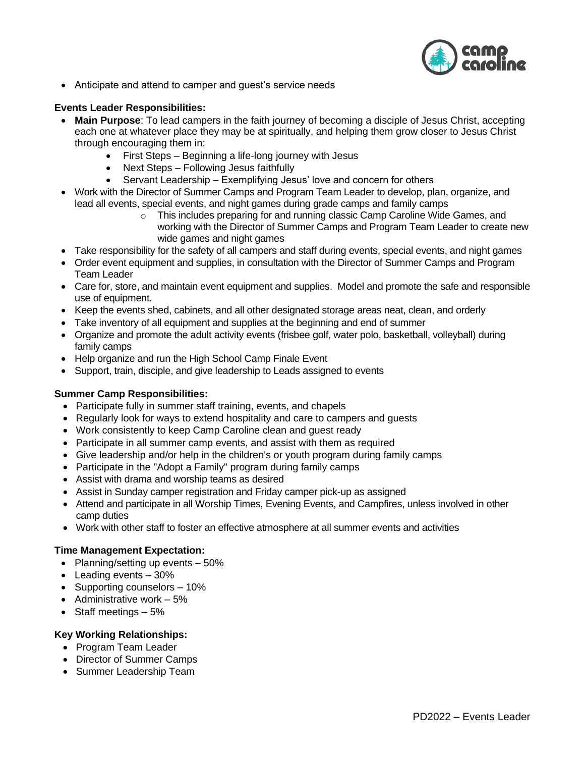- Anticipate and attend to camper and guest's service needs

**Events Leader Responsibilities:**

- **Main Purpose**: To lead campers in the faith journey of becoming a disciple of Jesus Christ, accepting each one at whatever place they may be at spiritually, and helping them grow closer to Jesus Christ through encouraging them in:
  - First Steps – Beginning a life-long journey with Jesus
  - Next Steps – Following Jesus faithfully
  - Servant Leadership – Exemplifying Jesus' love and concern for others
- Work with the Director of Summer Camps and Program Team Leader to develop, plan, organize, and lead all events, special events, and night games during grade camps and family camps
  - This includes preparing for and running classic Camp Caroline Wide Games, and working with the Director of Summer Camps and Program Team Leader to create new wide games and night games
- Take responsibility for the safety of all campers and staff during events, special events, and night games
- Order event equipment and supplies, in consultation with the Director of Summer Camps and Program Team Leader
- Care for, store, and maintain event equipment and supplies. Model and promote the safe and responsible use of equipment.
- Keep the events shed, cabinets, and all other designated storage areas neat, clean, and orderly
- Take inventory of all equipment and supplies at the beginning and end of summer
- Organize and promote the adult activity events (frisbee golf, water polo, basketball, volleyball) during family camps
- Help organize and run the High School Camp Finale Event
- Support, train, disciple, and give leadership to Leads assigned to events

**Summer Camp Responsibilities:**

- Participate fully in summer staff training, events, and chapels
- Regularly look for ways to extend hospitality and care to campers and guests
- Work consistently to keep Camp Caroline clean and guest ready
- Participate in all summer camp events, and assist with them as required
- Give leadership and/or help in the children's or youth program during family camps
- Participate in the "Adopt a Family" program during family camps
- Assist with drama and worship teams as desired
- Assist in Sunday camper registration and Friday camper pick-up as assigned
- Attend and participate in all Worship Times, Evening Events, and Campfires, unless involved in other camp duties
- Work with other staff to foster an effective atmosphere at all summer events and activities

**Time Management Expectation:**

- Planning/setting up events – 50%
- Leading events – 30%
- Supporting counselors – 10%
- Administrative work – 5%
- Staff meetings – 5%

**Key Working Relationships:**

- Program Team Leader
- Director of Summer Camps
- Summer Leadership Team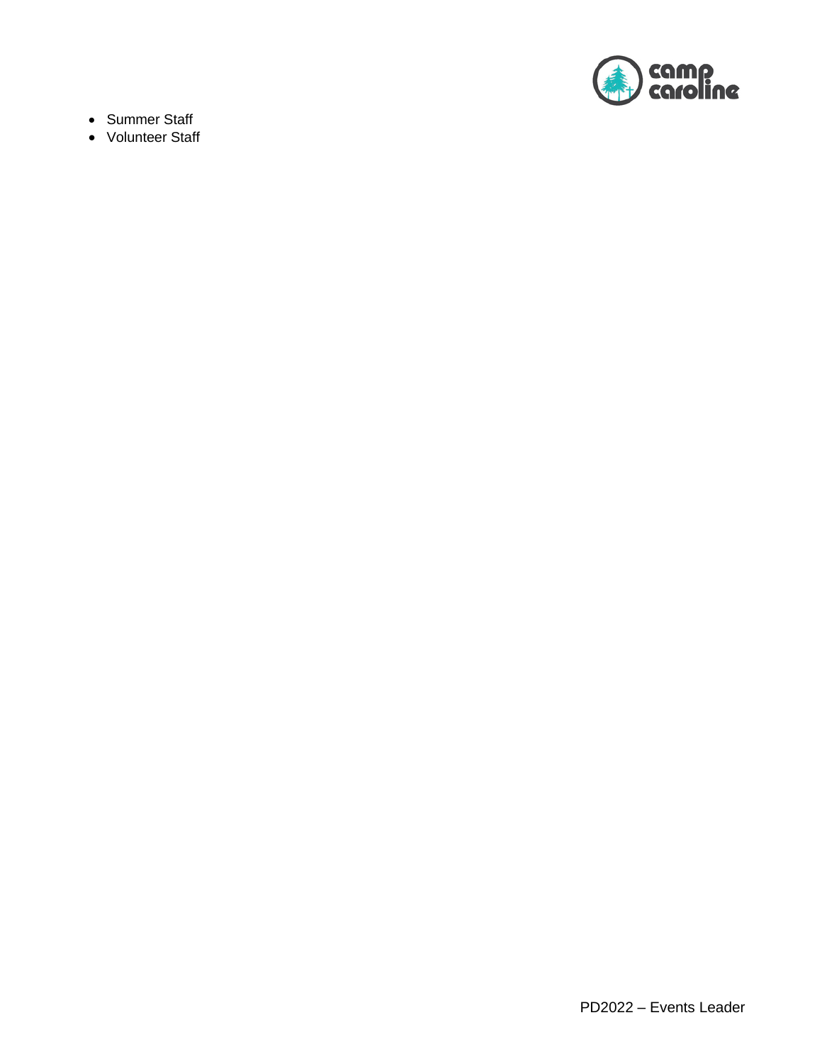- Summer Staff
- Volunteer Staff